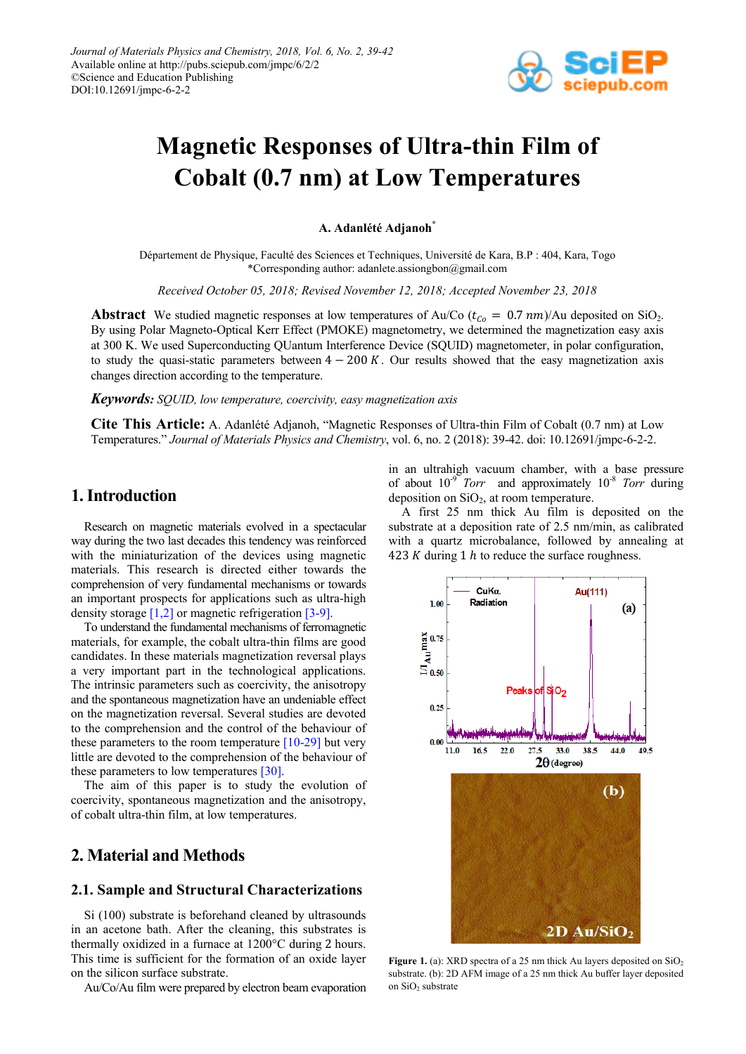# Magnetic Responses of Ultra-thin Film of Cobalt (0.7 nm) at Low Temperatures

**A. Adanlété Adjanoh***

Département de Physique, Faculté des Sciences et Techniques, Université de Kara, B.P : 404, Kara, Togo
*Corresponding author: adanlete.assiongbon@gmail.com

*Received October 05, 2018; Revised November 12, 2018; Accepted November 23, 2018*

**Abstract** We studied magnetic responses at low temperatures of Au/Co ($t_{Co} = 0.7\ nm$)/Au deposited on $SiO_2$. By using Polar Magneto-Optical Kerr Effect (PMOKE) magnetometry, we determined the magnetization easy axis at 300 K. We used Superconducting QUantum Interference Device (SQUID) magnetometer, in polar configuration, to study the quasi-static parameters between $4 - 200\ K$. Our results showed that the easy magnetization axis changes direction according to the temperature.

***Keywords:*** *SQUID, low temperature, coercivity, easy magnetization axis*

**Cite This Article:** A. Adanlété Adjanoh, "Magnetic Responses of Ultra-thin Film of Cobalt (0.7 nm) at Low Temperatures." *Journal of Materials Physics and Chemistry*, vol. 6, no. 2 (2018): 39-42. doi: 10.12691/jmpc-6-2-2.

## 1. Introduction

Research on magnetic materials evolved in a spectacular way during the two last decades this tendency was reinforced with the miniaturization of the devices using magnetic materials. This research is directed either towards the comprehension of very fundamental mechanisms or towards an important prospects for applications such as ultra-high density storage [1,2] or magnetic refrigeration [3-9].

To understand the fundamental mechanisms of ferromagnetic materials, for example, the cobalt ultra-thin films are good candidates. In these materials magnetization reversal plays a very important part in the technological applications. The intrinsic parameters such as coercivity, the anisotropy and the spontaneous magnetization have an undeniable effect on the magnetization reversal. Several studies are devoted to the comprehension and the control of the behaviour of these parameters to the room temperature [10-29] but very little are devoted to the comprehension of the behaviour of these parameters to low temperatures [30].

The aim of this paper is to study the evolution of coercivity, spontaneous magnetization and the anisotropy, of cobalt ultra-thin film, at low temperatures.

## 2. Material and Methods

### 2.1. Sample and Structural Characterizations

Si (100) substrate is beforehand cleaned by ultrasounds in an acetone bath. After the cleaning, this substrates is thermally oxidized in a furnace at 1200°C during 2 hours. This time is sufficient for the formation of an oxide layer on the silicon surface substrate.

Au/Co/Au film were prepared by electron beam evaporation in an ultrahigh vacuum chamber, with a base pressure of about $10^{-9}$ *Torr* and approximately $10^{-8}$ *Torr* during deposition on $SiO_2$, at room temperature.

A first 25 nm thick Au film is deposited on the substrate at a deposition rate of 2.5 nm/min, as calibrated with a quartz microbalance, followed by annealing at $423\ K$ during $1\ h$ to reduce the surface roughness.

**Figure 1.** (a): XRD spectra of a 25 nm thick Au layers deposited on $SiO_2$ substrate. (b): 2D AFM image of a 25 nm thick Au buffer layer deposited on $SiO_2$ substrate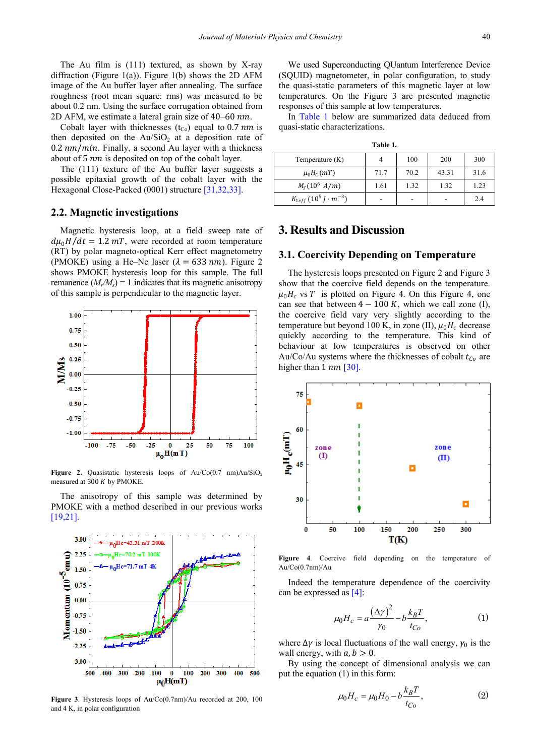The Au film is (111) textured, as shown by X-ray diffraction (Figure 1(a)). Figure 1(b) shows the 2D AFM image of the Au buffer layer after annealing. The surface roughness (root mean square: rms) was measured to be about 0.2 nm. Using the surface corrugation obtained from 2D AFM, we estimate a lateral grain size of 40–60 $nm$.

Cobalt layer with thicknesses ($t_{Co}$) equal to 0.7 $nm$ is then deposited on the Au/$SiO_2$ at a deposition rate of 0.2 $nm/min$. Finally, a second Au layer with a thickness about of 5 $nm$ is deposited on top of the cobalt layer.

The (111) texture of the Au buffer layer suggests a possible epitaxial growth of the cobalt layer with the Hexagonal Close-Packed (0001) structure [31,32,33].

## 2.2. Magnetic investigations

Magnetic hysteresis loop, at a field sweep rate of $d\mu_0 H/dt = 1.2\ mT$, were recorded at room temperature (RT) by polar magneto-optical Kerr effect magnetometry (PMOKE) using a He–Ne laser ($\lambda = 633\ nm$). Figure 2 shows PMOKE hysteresis loop for this sample. The full remanence ($M_r/M_s$) = 1 indicates that its magnetic anisotropy of this sample is perpendicular to the magnetic layer.

**Figure 2.** Quasistatic hysteresis loops of Au/Co(0.7 nm)Au/$SiO_2$ measured at 300 $K$ by PMOKE.

The anisotropy of this sample was determined by PMOKE with a method described in our previous works [19,21].

**Figure 3**. Hysteresis loops of Au/Co(0.7nm)/Au recorded at 200, 100 and 4 K, in polar configuration

We used Superconducting QUantum Interference Device (SQUID) magnetometer, in polar configuration, to study the quasi-static parameters of this magnetic layer at low temperatures. On the Figure 3 are presented magnetic responses of this sample at low temperatures.

In Table 1 below are summarized data deduced from quasi-static characterizations.

**Table 1.**

| Temperature (K) | 4 | 100 | 200 | 300 |
|---|---|---|---|---|
| $\mu_0 H_c\,(mT)$ | 71.7 | 70.2 | 43.31 | 31.6 |
| $M_S\,(10^6\ A/m)$ | 1.61 | 1.32 | 1.32 | 1.23 |
| $K_{1eff}\,(10^5\ J\cdot m^{-3})$ | - | - | - | 2.4 |

# 3. Results and Discussion

## 3.1. Coercivity Depending on Temperature

The hysteresis loops presented on Figure 2 and Figure 3 show that the coercive field depends on the temperature. $\mu_0 H_c$ vs $T$ is plotted on Figure 4. On this Figure 4, one can see that between $4 - 100\ K$, which we call zone (I), the coercive field vary very slightly according to the temperature but beyond 100 K, in zone (II), $\mu_0 H_c$ decrease quickly according to the temperature. This kind of behaviour at low temperatures is observed on other Au/Co/Au systems where the thicknesses of cobalt $t_{Co}$ are higher than 1 $nm$ [30].

**Figure 4**. Coercive field depending on the temperature of Au/Co(0.7nm)/Au

Indeed the temperature dependence of the coercivity can be expressed as [4]:

$$\mu_0 H_c = a\frac{(\Delta\gamma)^2}{\gamma_0} - b\frac{k_B T}{t_{Co}}, \tag{1}$$

where $\Delta\gamma$ is local fluctuations of the wall energy, $\gamma_0$ is the wall energy, with $a, b > 0$.

By using the concept of dimensional analysis we can put the equation (1) in this form:

$$\mu_0 H_c = \mu_0 H_0 - b\frac{k_B T}{t_{Co}}, \tag{2}$$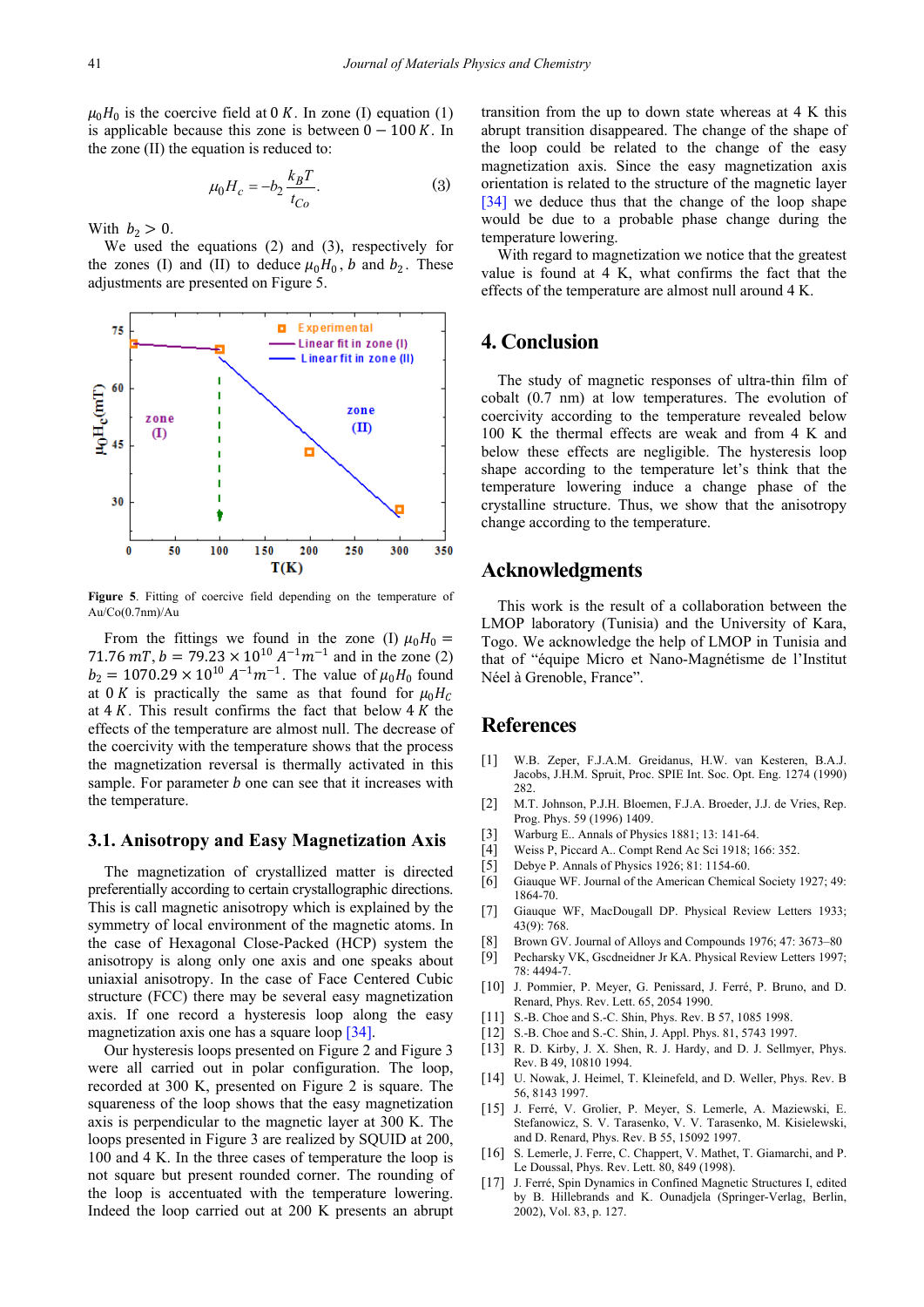$\mu_0 H_0$ is the coercive field at $0\ K$. In zone (I) equation (1) is applicable because this zone is between $0 - 100\ K$. In the zone (II) the equation is reduced to:

$$\mu_0 H_c = -b_2 \frac{k_B T}{t_{Co}}. \tag{3}$$

With $b_2 > 0$.

We used the equations (2) and (3), respectively for the zones (I) and (II) to deduce $\mu_0 H_0$, $b$ and $b_2$. These adjustments are presented on Figure 5.

**Figure 5**. Fitting of coercive field depending on the temperature of Au/Co(0.7nm)/Au

From the fittings we found in the zone (I) $\mu_0 H_0 = 71.76\ mT$, $b = 79.23 \times 10^{10}\ A^{-1}m^{-1}$ and in the zone (2) $b_2 = 1070.29 \times 10^{10}\ A^{-1}m^{-1}$. The value of $\mu_0 H_0$ found at $0\ K$ is practically the same as that found for $\mu_0 H_C$ at $4\ K$. This result confirms the fact that below $4\ K$ the effects of the temperature are almost null. The decrease of the coercivity with the temperature shows that the process the magnetization reversal is thermally activated in this sample. For parameter $b$ one can see that it increases with the temperature.

### 3.1. Anisotropy and Easy Magnetization Axis

The magnetization of crystallized matter is directed preferentially according to certain crystallographic directions. This is call magnetic anisotropy which is explained by the symmetry of local environment of the magnetic atoms. In the case of Hexagonal Close-Packed (HCP) system the anisotropy is along only one axis and one speaks about uniaxial anisotropy. In the case of Face Centered Cubic structure (FCC) there may be several easy magnetization axis. If one record a hysteresis loop along the easy magnetization axis one has a square loop [34].

Our hysteresis loops presented on Figure 2 and Figure 3 were all carried out in polar configuration. The loop, recorded at 300 K, presented on Figure 2 is square. The squareness of the loop shows that the easy magnetization axis is perpendicular to the magnetic layer at 300 K. The loops presented in Figure 3 are realized by SQUID at 200, 100 and 4 K. In the three cases of temperature the loop is not square but present rounded corner. The rounding of the loop is accentuated with the temperature lowering. Indeed the loop carried out at 200 K presents an abrupt transition from the up to down state whereas at 4 K this abrupt transition disappeared. The change of the shape of the loop could be related to the change of the easy magnetization axis. Since the easy magnetization axis orientation is related to the structure of the magnetic layer [34] we deduce thus that the change of the loop shape would be due to a probable phase change during the temperature lowering.

With regard to magnetization we notice that the greatest value is found at 4 K, what confirms the fact that the effects of the temperature are almost null around 4 K.

## 4. Conclusion

The study of magnetic responses of ultra-thin film of cobalt (0.7 nm) at low temperatures. The evolution of coercivity according to the temperature revealed below 100 K the thermal effects are weak and from 4 K and below these effects are negligible. The hysteresis loop shape according to the temperature let's think that the temperature lowering induce a change phase of the crystalline structure. Thus, we show that the anisotropy change according to the temperature.

## Acknowledgments

This work is the result of a collaboration between the LMOP laboratory (Tunisia) and the University of Kara, Togo. We acknowledge the help of LMOP in Tunisia and that of "équipe Micro et Nano-Magnétisme de l'Institut Néel à Grenoble, France".

## References

[1] W.B. Zeper, F.J.A.M. Greidanus, H.W. van Kesteren, B.A.J. Jacobs, J.H.M. Spruit, Proc. SPIE Int. Soc. Opt. Eng. 1274 (1990) 282.

[2] M.T. Johnson, P.J.H. Bloemen, F.J.A. Broeder, J.J. de Vries, Rep. Prog. Phys. 59 (1996) 1409.

[3] Warburg E.. Annals of Physics 1881; 13: 141-64.

[4] Weiss P, Piccard A.. Compt Rend Ac Sci 1918; 166: 352.

[5] Debye P. Annals of Physics 1926; 81: 1154-60.

[6] Giauque WF. Journal of the American Chemical Society 1927; 49: 1864-70.

[7] Giauque WF, MacDougall DP. Physical Review Letters 1933; 43(9): 768.

[8] Brown GV. Journal of Alloys and Compounds 1976; 47: 3673–80

[9] Pecharsky VK, Gscdneidner Jr KA. Physical Review Letters 1997; 78: 4494-7.

[10] J. Pommier, P. Meyer, G. Penissard, J. Ferré, P. Bruno, and D. Renard, Phys. Rev. Lett. 65, 2054 1990.

[11] S.-B. Choe and S.-C. Shin, Phys. Rev. B 57, 1085 1998.

[12] S.-B. Choe and S.-C. Shin, J. Appl. Phys. 81, 5743 1997.

[13] R. D. Kirby, J. X. Shen, R. J. Hardy, and D. J. Sellmyer, Phys. Rev. B 49, 10810 1994.

[14] U. Nowak, J. Heimel, T. Kleinefeld, and D. Weller, Phys. Rev. B 56, 8143 1997.

[15] J. Ferré, V. Grolier, P. Meyer, S. Lemerle, A. Maziewski, E. Stefanowicz, S. V. Tarasenko, V. V. Tarasenko, M. Kisielewski, and D. Renard, Phys. Rev. B 55, 15092 1997.

[16] S. Lemerle, J. Ferre, C. Chappert, V. Mathet, T. Giamarchi, and P. Le Doussal, Phys. Rev. Lett. 80, 849 (1998).

[17] J. Ferré, Spin Dynamics in Confined Magnetic Structures I, edited by B. Hillebrands and K. Ounadjela (Springer-Verlag, Berlin, 2002), Vol. 83, p. 127.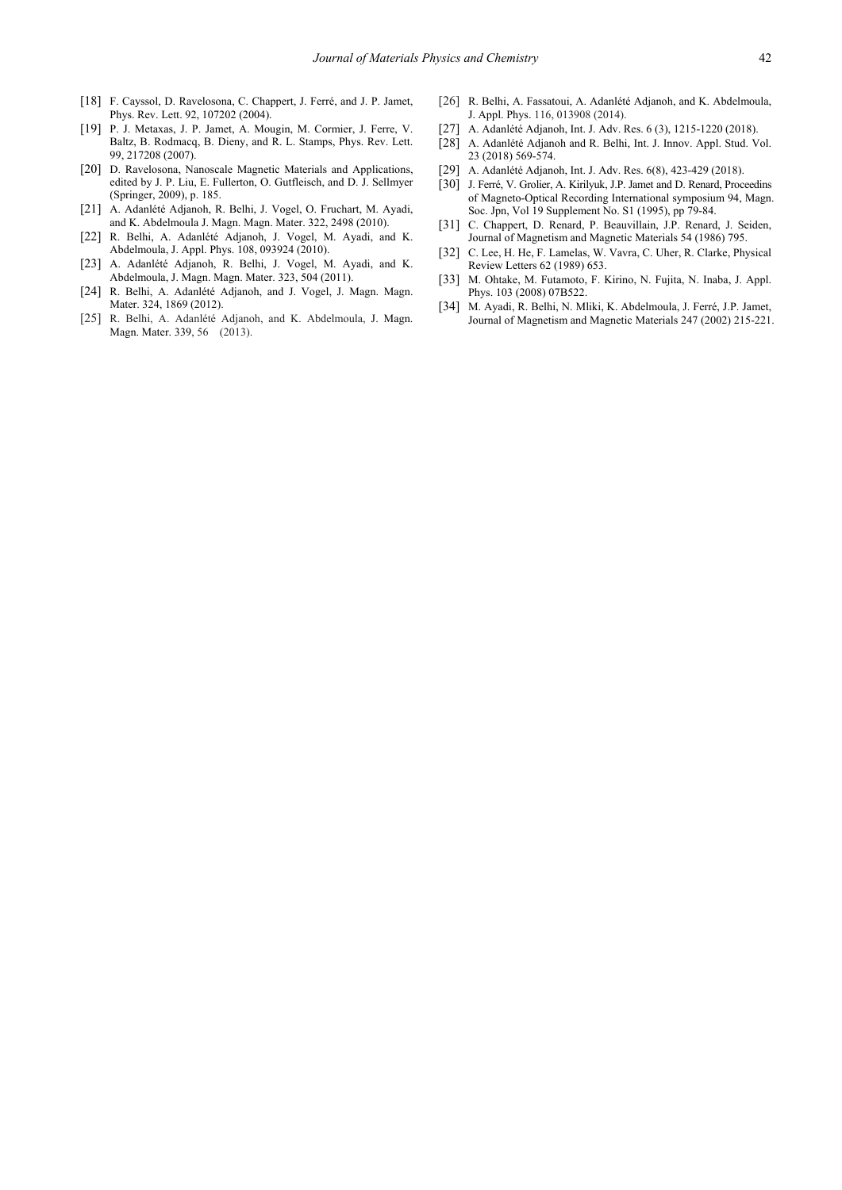[18] F. Cayssol, D. Ravelosona, C. Chappert, J. Ferré, and J. P. Jamet, Phys. Rev. Lett. 92, 107202 (2004).

[19] P. J. Metaxas, J. P. Jamet, A. Mougin, M. Cormier, J. Ferre, V. Baltz, B. Rodmacq, B. Dieny, and R. L. Stamps, Phys. Rev. Lett. 99, 217208 (2007).

[20] D. Ravelosona, Nanoscale Magnetic Materials and Applications, edited by J. P. Liu, E. Fullerton, O. Gutfleisch, and D. J. Sellmyer (Springer, 2009), p. 185.

[21] A. Adanlété Adjanoh, R. Belhi, J. Vogel, O. Fruchart, M. Ayadi, and K. Abdelmoula J. Magn. Magn. Mater. 322, 2498 (2010).

[22] R. Belhi, A. Adanlété Adjanoh, J. Vogel, M. Ayadi, and K. Abdelmoula, J. Appl. Phys. 108, 093924 (2010).

[23] A. Adanlété Adjanoh, R. Belhi, J. Vogel, M. Ayadi, and K. Abdelmoula, J. Magn. Magn. Mater. 323, 504 (2011).

[24] R. Belhi, A. Adanlété Adjanoh, and J. Vogel, J. Magn. Magn. Mater. 324, 1869 (2012).

[25] R. Belhi, A. Adanlété Adjanoh, and K. Abdelmoula, J. Magn. Magn. Mater. 339, 56 (2013).

[26] R. Belhi, A. Fassatoui, A. Adanlété Adjanoh, and K. Abdelmoula, J. Appl. Phys. 116, 013908 (2014).

[27] A. Adanlété Adjanoh, Int. J. Adv. Res. 6 (3), 1215-1220 (2018).

[28] A. Adanlété Adjanoh and R. Belhi, Int. J. Innov. Appl. Stud. Vol. 23 (2018) 569-574.

[29] A. Adanlété Adjanoh, Int. J. Adv. Res. 6(8), 423-429 (2018).

[30] J. Ferré, V. Grolier, A. Kirilyuk, J.P. Jamet and D. Renard, Proceedins of Magneto-Optical Recording International symposium 94, Magn. Soc. Jpn, Vol 19 Supplement No. S1 (1995), pp 79-84.

[31] C. Chappert, D. Renard, P. Beauvillain, J.P. Renard, J. Seiden, Journal of Magnetism and Magnetic Materials 54 (1986) 795.

[32] C. Lee, H. He, F. Lamelas, W. Vavra, C. Uher, R. Clarke, Physical Review Letters 62 (1989) 653.

[33] M. Ohtake, M. Futamoto, F. Kirino, N. Fujita, N. Inaba, J. Appl. Phys. 103 (2008) 07B522.

[34] M. Ayadi, R. Belhi, N. Mliki, K. Abdelmoula, J. Ferré, J.P. Jamet, Journal of Magnetism and Magnetic Materials 247 (2002) 215-221.